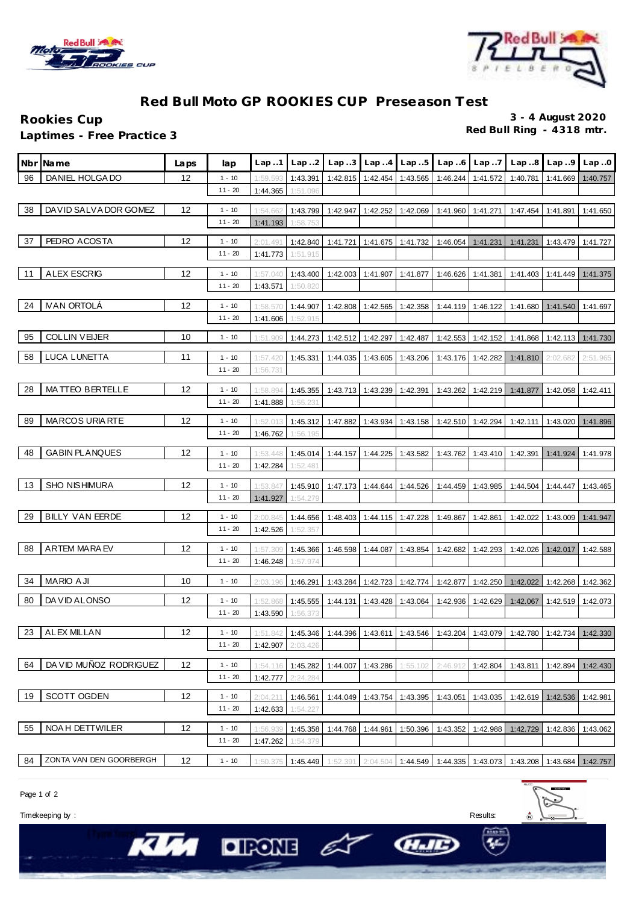## Red Bull Moto GP ROOKIES CUP Preseason Test

**Rookies Cup**
**Laptimes - Free Practice 3**

**3 - 4 August 2020**
**Red Bull Ring - 4318 mtr.**

| Nbr | Name | Laps | lap | Lap..1 | Lap..2 | Lap..3 | Lap..4 | Lap..5 | Lap..6 | Lap..7 | Lap..8 | Lap..9 | Lap..0 |
|---|---|---|---|---|---|---|---|---|---|---|---|---|---|
| 96 | DANIEL HOLGADO | 12 | 1 - 10 | 1:59.593 | 1:43.391 | 1:42.815 | 1:42.454 | 1:43.565 | 1:46.244 | 1:41.572 | 1:40.781 | 1:41.669 | 1:40.757 |
| | | | 11 - 20 | 1:44.365 | 1:51.096 | | | | | | | | |
| 38 | DAVID SALVADOR GOMEZ | 12 | 1 - 10 | 1:54.662 | 1:43.799 | 1:42.947 | 1:42.252 | 1:42.069 | 1:41.960 | 1:41.271 | 1:47.454 | 1:41.891 | 1:41.650 |
| | | | 11 - 20 | 1:41.193 | 1:58.753 | | | | | | | | |
| 37 | PEDRO ACOSTA | 12 | 1 - 10 | 2:01.491 | 1:42.840 | 1:41.721 | 1:41.675 | 1:41.732 | 1:46.054 | 1:41.231 | 1:41.231 | 1:43.479 | 1:41.727 |
| | | | 11 - 20 | 1:41.773 | 1:51.915 | | | | | | | | |
| 11 | ALEX ESCRIG | 12 | 1 - 10 | 1:57.040 | 1:43.400 | 1:42.003 | 1:41.907 | 1:41.877 | 1:46.626 | 1:41.381 | 1:41.403 | 1:41.449 | 1:41.375 |
| | | | 11 - 20 | 1:43.571 | 1:50.820 | | | | | | | | |
| 24 | IVAN ORTOLÁ | 12 | 1 - 10 | 1:58.570 | 1:44.907 | 1:42.808 | 1:42.565 | 1:42.358 | 1:44.119 | 1:46.122 | 1:41.680 | 1:41.540 | 1:41.697 |
| | | | 11 - 20 | 1:41.606 | 1:52.915 | | | | | | | | |
| 95 | COLLIN VEIJER | 10 | 1 - 10 | 1:51.909 | 1:44.273 | 1:42.512 | 1:42.297 | 1:42.487 | 1:42.553 | 1:42.152 | 1:41.868 | 1:42.113 | 1:41.730 |
| 58 | LUCA LUNETTA | 11 | 1 - 10 | 1:57.420 | 1:45.331 | 1:44.035 | 1:43.605 | 1:43.206 | 1:43.176 | 1:42.282 | 1:41.810 | 2:02.682 | 2:51.965 |
| | | | 11 - 20 | 1:56.731 | | | | | | | | | |
| 28 | MATTEO BERTELLE | 12 | 1 - 10 | 1:58.894 | 1:45.355 | 1:43.713 | 1:43.239 | 1:42.391 | 1:43.262 | 1:42.219 | 1:41.877 | 1:42.058 | 1:42.411 |
| | | | 11 - 20 | 1:41.888 | 1:55.231 | | | | | | | | |
| 89 | MARCOS URIARTE | 12 | 1 - 10 | 1:52.013 | 1:45.312 | 1:47.882 | 1:43.934 | 1:43.158 | 1:42.510 | 1:42.294 | 1:42.111 | 1:43.020 | 1:41.896 |
| | | | 11 - 20 | 1:46.762 | 1:56.195 | | | | | | | | |
| 48 | GABIN PLANQUES | 12 | 1 - 10 | 1:53.448 | 1:45.014 | 1:44.157 | 1:44.225 | 1:43.582 | 1:43.762 | 1:43.410 | 1:42.391 | 1:41.924 | 1:41.978 |
| | | | 11 - 20 | 1:42.284 | 1:52.481 | | | | | | | | |
| 13 | SHO NISHIMURA | 12 | 1 - 10 | 1:53.847 | 1:45.910 | 1:47.173 | 1:44.644 | 1:44.526 | 1:44.459 | 1:43.985 | 1:44.504 | 1:44.447 | 1:43.465 |
| | | | 11 - 20 | 1:41.927 | 1:54.279 | | | | | | | | |
| 29 | BILLY VAN EERDE | 12 | 1 - 10 | 2:00.845 | 1:44.656 | 1:48.403 | 1:44.115 | 1:47.228 | 1:49.867 | 1:42.861 | 1:42.022 | 1:43.009 | 1:41.947 |
| | | | 11 - 20 | 1:42.526 | 1:52.357 | | | | | | | | |
| 88 | ARTEM MARAEV | 12 | 1 - 10 | 1:57.309 | 1:45.366 | 1:46.598 | 1:44.087 | 1:43.854 | 1:42.682 | 1:42.293 | 1:42.026 | 1:42.017 | 1:42.588 |
| | | | 11 - 20 | 1:46.248 | 1:57.974 | | | | | | | | |
| 34 | MARIO AJI | 10 | 1 - 10 | 2:03.196 | 1:46.291 | 1:43.284 | 1:42.723 | 1:42.774 | 1:42.877 | 1:42.250 | 1:42.022 | 1:42.268 | 1:42.362 |
| 80 | DAVID ALONSO | 12 | 1 - 10 | 1:52.868 | 1:45.555 | 1:44.131 | 1:43.428 | 1:43.064 | 1:42.936 | 1:42.629 | 1:42.067 | 1:42.519 | 1:42.073 |
| | | | 11 - 20 | 1:43.590 | 1:56.373 | | | | | | | | |
| 23 | ALEX MILLAN | 12 | 1 - 10 | 1:51.842 | 1:45.346 | 1:44.396 | 1:43.611 | 1:43.546 | 1:43.204 | 1:43.079 | 1:42.780 | 1:42.734 | 1:42.330 |
| | | | 11 - 20 | 1:42.907 | 2:03.426 | | | | | | | | |
| 64 | DAVID MUÑOZ RODRIGUEZ | 12 | 1 - 10 | 1:54.116 | 1:45.282 | 1:44.007 | 1:43.286 | 1:55.102 | 2:46.912 | 1:42.804 | 1:43.811 | 1:42.894 | 1:42.430 |
| | | | 11 - 20 | 1:42.777 | 2:24.284 | | | | | | | | |
| 19 | SCOTT OGDEN | 12 | 1 - 10 | 2:04.211 | 1:46.561 | 1:44.049 | 1:43.754 | 1:43.395 | 1:43.051 | 1:43.035 | 1:42.619 | 1:42.536 | 1:42.981 |
| | | | 11 - 20 | 1:42.633 | 1:54.227 | | | | | | | | |
| 55 | NOAH DETTWILER | 12 | 1 - 10 | 1:56.939 | 1:45.358 | 1:44.768 | 1:44.961 | 1:50.396 | 1:43.352 | 1:42.988 | 1:42.729 | 1:42.836 | 1:43.062 |
| | | | 11 - 20 | 1:47.262 | 1:54.379 | | | | | | | | |
| 84 | ZONTA VAN DEN GOORBERGH | 12 | 1 - 10 | 1:50.375 | 1:45.449 | 1:52.391 | 2:04.504 | 1:44.549 | 1:44.335 | 1:43.073 | 1:43.208 | 1:43.684 | 1:42.757 |

Timekeeping by :

Results: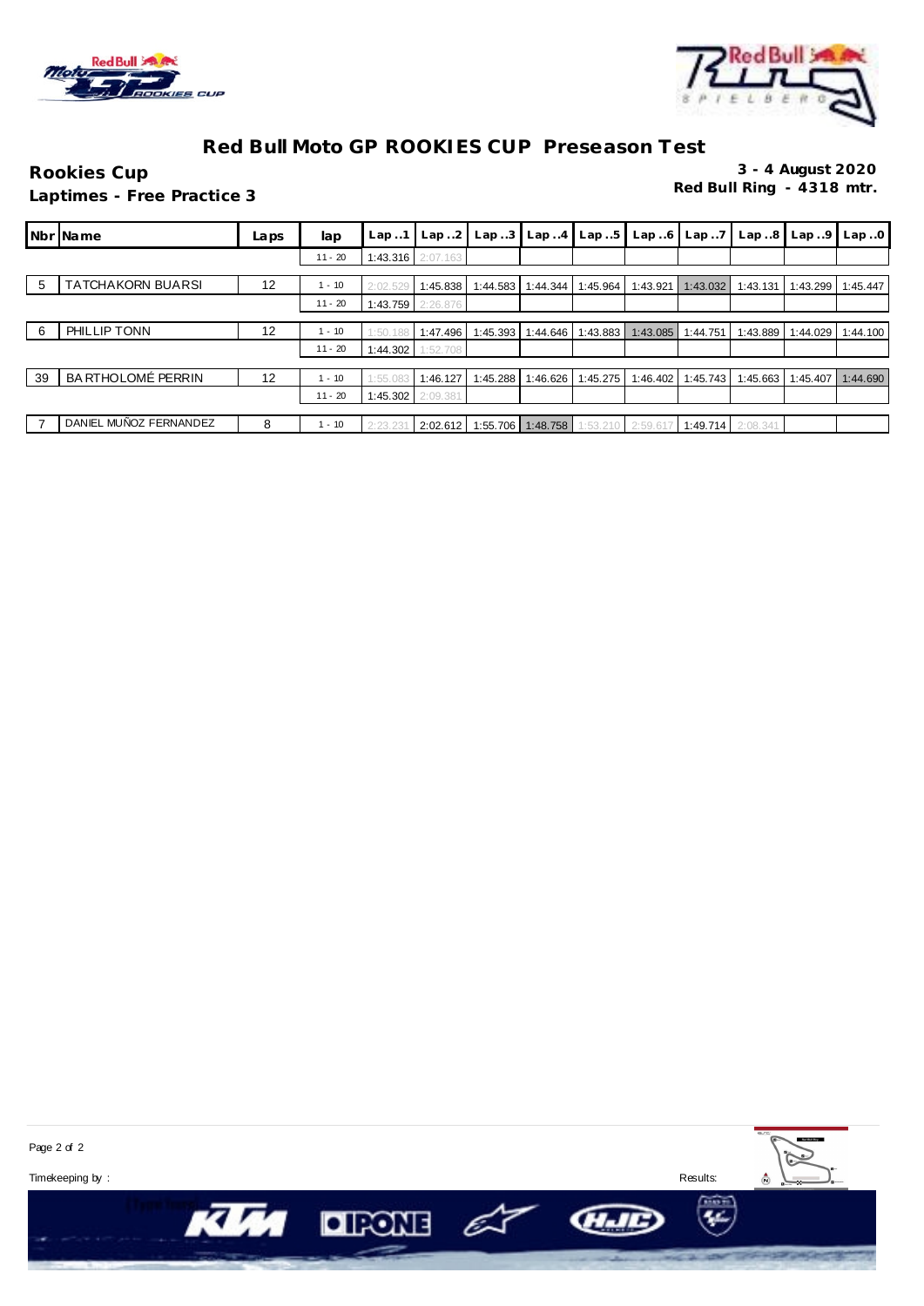# Red Bull Moto GP ROOKIES CUP Preseason Test

**Rookies Cup**

**Laptimes - Free Practice 3**

**3 - 4 August 2020**

**Red Bull Ring - 4318 mtr.**

| Nbr | Name | Laps | lap | Lap ..1 | Lap ..2 | Lap ..3 | Lap ..4 | Lap ..5 | Lap ..6 | Lap ..7 | Lap ..8 | Lap ..9 | Lap ..0 |
|---|---|---|---|---|---|---|---|---|---|---|---|---|---|
| | | | 11 - 20 | 1:43.316 | 2:07.163 | | | | | | | | |
| 5 | TATCHAKORN BUARSI | 12 | 1 - 10 | 2:02.529 | 1:45.838 | 1:44.583 | 1:44.344 | 1:45.964 | 1:43.921 | 1:43.032 | 1:43.131 | 1:43.299 | 1:45.447 |
| | | | 11 - 20 | 1:43.759 | 2:26.876 | | | | | | | | |
| 6 | PHILLIP TONN | 12 | 1 - 10 | 1:50.188 | 1:47.496 | 1:45.393 | 1:44.646 | 1:43.883 | 1:43.085 | 1:44.751 | 1:43.889 | 1:44.029 | 1:44.100 |
| | | | 11 - 20 | 1:44.302 | 1:52.708 | | | | | | | | |
| 39 | BARTHOLOMÉ PERRIN | 12 | 1 - 10 | 1:55.083 | 1:46.127 | 1:45.288 | 1:46.626 | 1:45.275 | 1:46.402 | 1:45.743 | 1:45.663 | 1:45.407 | 1:44.690 |
| | | | 11 - 20 | 1:45.302 | 2:09.381 | | | | | | | | |
| 7 | DANIEL MUÑOZ FERNANDEZ | 8 | 1 - 10 | 2:23.231 | 2:02.612 | 1:55.706 | 1:48.758 | 1:53.210 | 2:59.617 | 1:49.714 | 2:08.341 | | |

Timekeeping by :

Results: